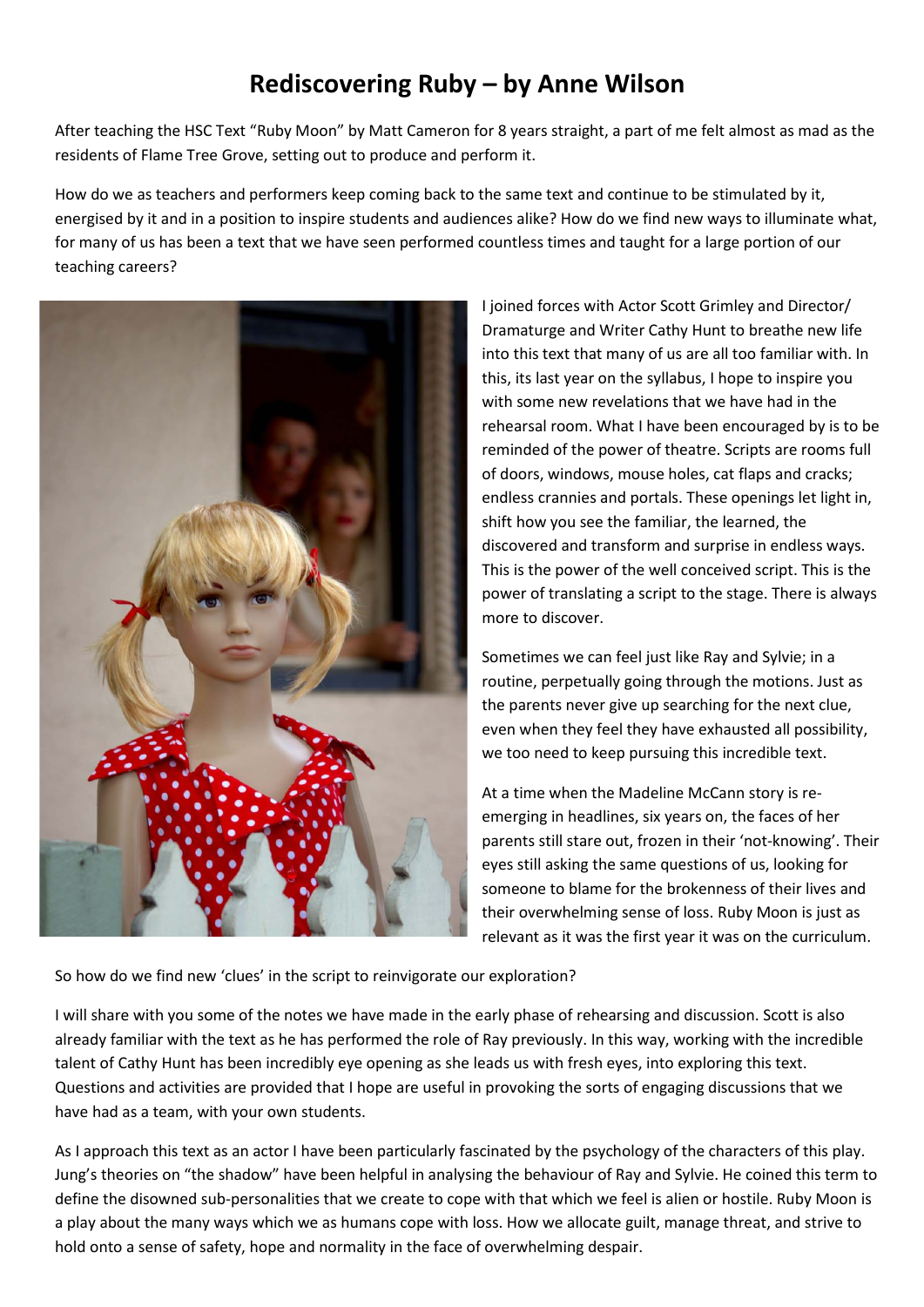# Rediscovering Ruby – by Anne Wilson

After teaching the HSC Text "Ruby Moon" by Matt Cameron for 8 years straight, a part of me felt almost as mad as the residents of Flame Tree Grove, setting out to produce and perform it.

How do we as teachers and performers keep coming back to the same text and continue to be stimulated by it, energised by it and in a position to inspire students and audiences alike? How do we find new ways to illuminate what, for many of us has been a text that we have seen performed countless times and taught for a large portion of our teaching careers?

I joined forces with Actor Scott Grimley and Director/ Dramaturge and Writer Cathy Hunt to breathe new life into this text that many of us are all too familiar with. In this, its last year on the syllabus, I hope to inspire you with some new revelations that we have had in the rehearsal room. What I have been encouraged by is to be reminded of the power of theatre. Scripts are rooms full of doors, windows, mouse holes, cat flaps and cracks; endless crannies and portals. These openings let light in, shift how you see the familiar, the learned, the discovered and transform and surprise in endless ways. This is the power of the well conceived script. This is the power of translating a script to the stage. There is always more to discover.

Sometimes we can feel just like Ray and Sylvie; in a routine, perpetually going through the motions. Just as the parents never give up searching for the next clue, even when they feel they have exhausted all possibility, we too need to keep pursuing this incredible text.

At a time when the Madeline McCann story is re-emerging in headlines, six years on, the faces of her parents still stare out, frozen in their 'not-knowing'. Their eyes still asking the same questions of us, looking for someone to blame for the brokenness of their lives and their overwhelming sense of loss. Ruby Moon is just as relevant as it was the first year it was on the curriculum.

So how do we find new 'clues' in the script to reinvigorate our exploration?

I will share with you some of the notes we have made in the early phase of rehearsing and discussion. Scott is also already familiar with the text as he has performed the role of Ray previously. In this way, working with the incredible talent of Cathy Hunt has been incredibly eye opening as she leads us with fresh eyes, into exploring this text. Questions and activities are provided that I hope are useful in provoking the sorts of engaging discussions that we have had as a team, with your own students.

As I approach this text as an actor I have been particularly fascinated by the psychology of the characters of this play. Jung's theories on "the shadow" have been helpful in analysing the behaviour of Ray and Sylvie. He coined this term to define the disowned sub-personalities that we create to cope with that which we feel is alien or hostile. Ruby Moon is a play about the many ways which we as humans cope with loss. How we allocate guilt, manage threat, and strive to hold onto a sense of safety, hope and normality in the face of overwhelming despair.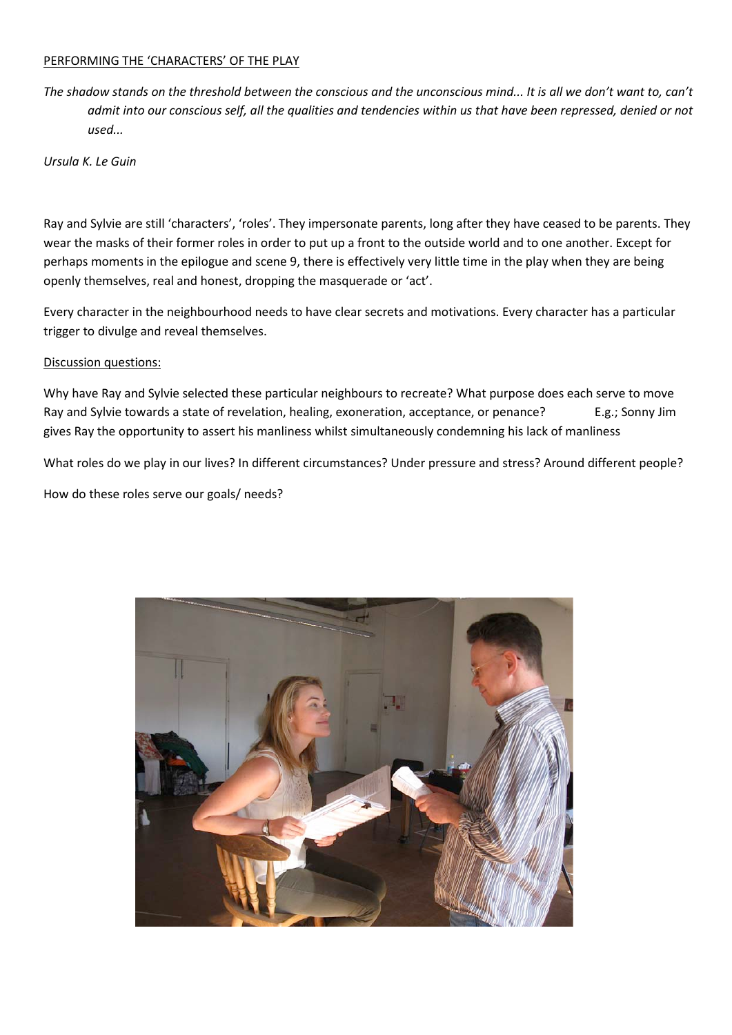PERFORMING THE 'CHARACTERS' OF THE PLAY

*The shadow stands on the threshold between the conscious and the unconscious mind... It is all we don't want to, can't admit into our conscious self, all the qualities and tendencies within us that have been repressed, denied or not used...*

*Ursula K. Le Guin*

Ray and Sylvie are still 'characters', 'roles'. They impersonate parents, long after they have ceased to be parents. They wear the masks of their former roles in order to put up a front to the outside world and to one another. Except for perhaps moments in the epilogue and scene 9, there is effectively very little time in the play when they are being openly themselves, real and honest, dropping the masquerade or 'act'.

Every character in the neighbourhood needs to have clear secrets and motivations. Every character has a particular trigger to divulge and reveal themselves.

Discussion questions:

Why have Ray and Sylvie selected these particular neighbours to recreate? What purpose does each serve to move Ray and Sylvie towards a state of revelation, healing, exoneration, acceptance, or penance? E.g.; Sonny Jim gives Ray the opportunity to assert his manliness whilst simultaneously condemning his lack of manliness

What roles do we play in our lives? In different circumstances? Under pressure and stress? Around different people?

How do these roles serve our goals/ needs?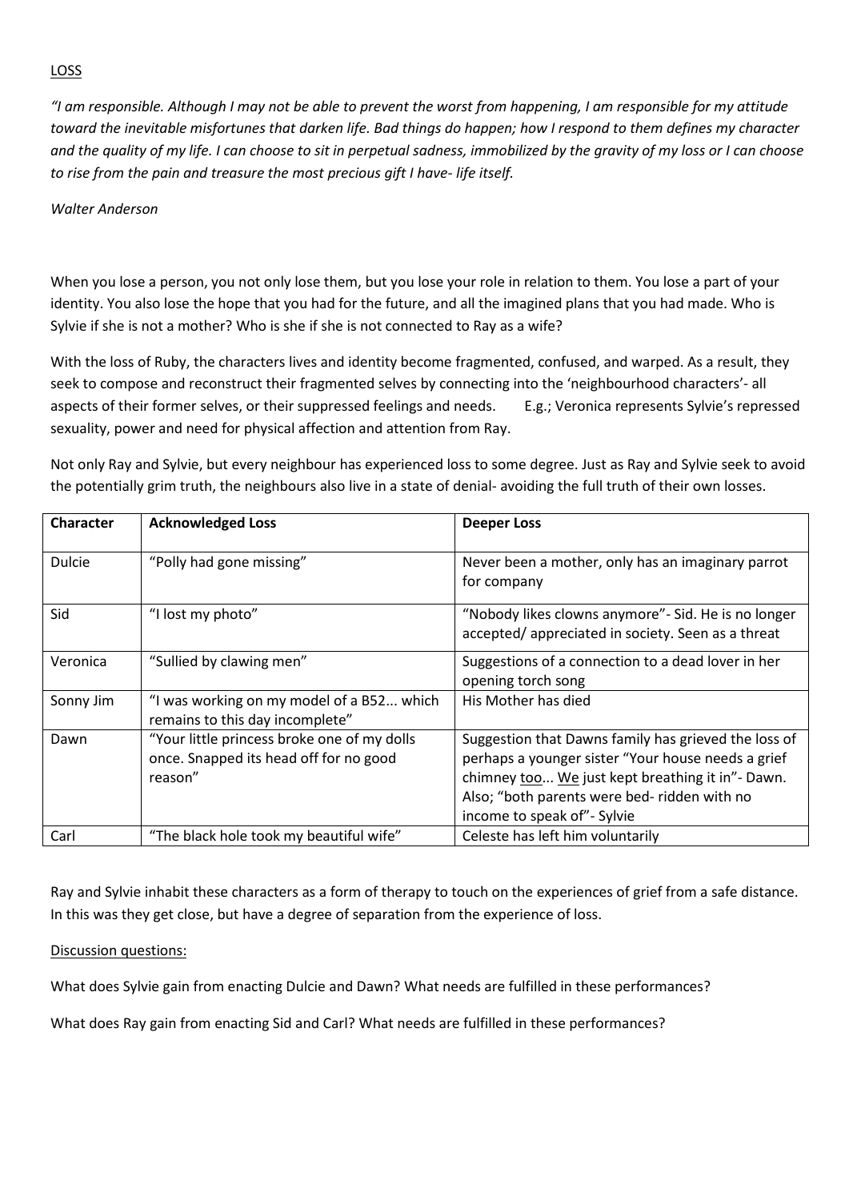LOSS

*"I am responsible. Although I may not be able to prevent the worst from happening, I am responsible for my attitude toward the inevitable misfortunes that darken life. Bad things do happen; how I respond to them defines my character and the quality of my life. I can choose to sit in perpetual sadness, immobilized by the gravity of my loss or I can choose to rise from the pain and treasure the most precious gift I have- life itself.*

*Walter Anderson*

When you lose a person, you not only lose them, but you lose your role in relation to them. You lose a part of your identity. You also lose the hope that you had for the future, and all the imagined plans that you had made. Who is Sylvie if she is not a mother? Who is she if she is not connected to Ray as a wife?

With the loss of Ruby, the characters lives and identity become fragmented, confused, and warped. As a result, they seek to compose and reconstruct their fragmented selves by connecting into the 'neighbourhood characters'- all aspects of their former selves, or their suppressed feelings and needs. E.g.; Veronica represents Sylvie's repressed sexuality, power and need for physical affection and attention from Ray.

Not only Ray and Sylvie, but every neighbour has experienced loss to some degree. Just as Ray and Sylvie seek to avoid the potentially grim truth, the neighbours also live in a state of denial- avoiding the full truth of their own losses.

| Character | Acknowledged Loss | Deeper Loss |
|---|---|---|
| Dulcie | "Polly had gone missing" | Never been a mother, only has an imaginary parrot for company |
| Sid | "I lost my photo" | "Nobody likes clowns anymore"- Sid. He is no longer accepted/ appreciated in society. Seen as a threat |
| Veronica | "Sullied by clawing men" | Suggestions of a connection to a dead lover in her opening torch song |
| Sonny Jim | "I was working on my model of a B52... which remains to this day incomplete" | His Mother has died |
| Dawn | "Your little princess broke one of my dolls once. Snapped its head off for no good reason" | Suggestion that Dawns family has grieved the loss of perhaps a younger sister "Your house needs a grief chimney <u>too</u>... <u>We</u> just kept breathing it in"- Dawn. Also; "both parents were bed- ridden with no income to speak of"- Sylvie |
| Carl | "The black hole took my beautiful wife" | Celeste has left him voluntarily |

Ray and Sylvie inhabit these characters as a form of therapy to touch on the experiences of grief from a safe distance. In this was they get close, but have a degree of separation from the experience of loss.

Discussion questions:

What does Sylvie gain from enacting Dulcie and Dawn? What needs are fulfilled in these performances?

What does Ray gain from enacting Sid and Carl? What needs are fulfilled in these performances?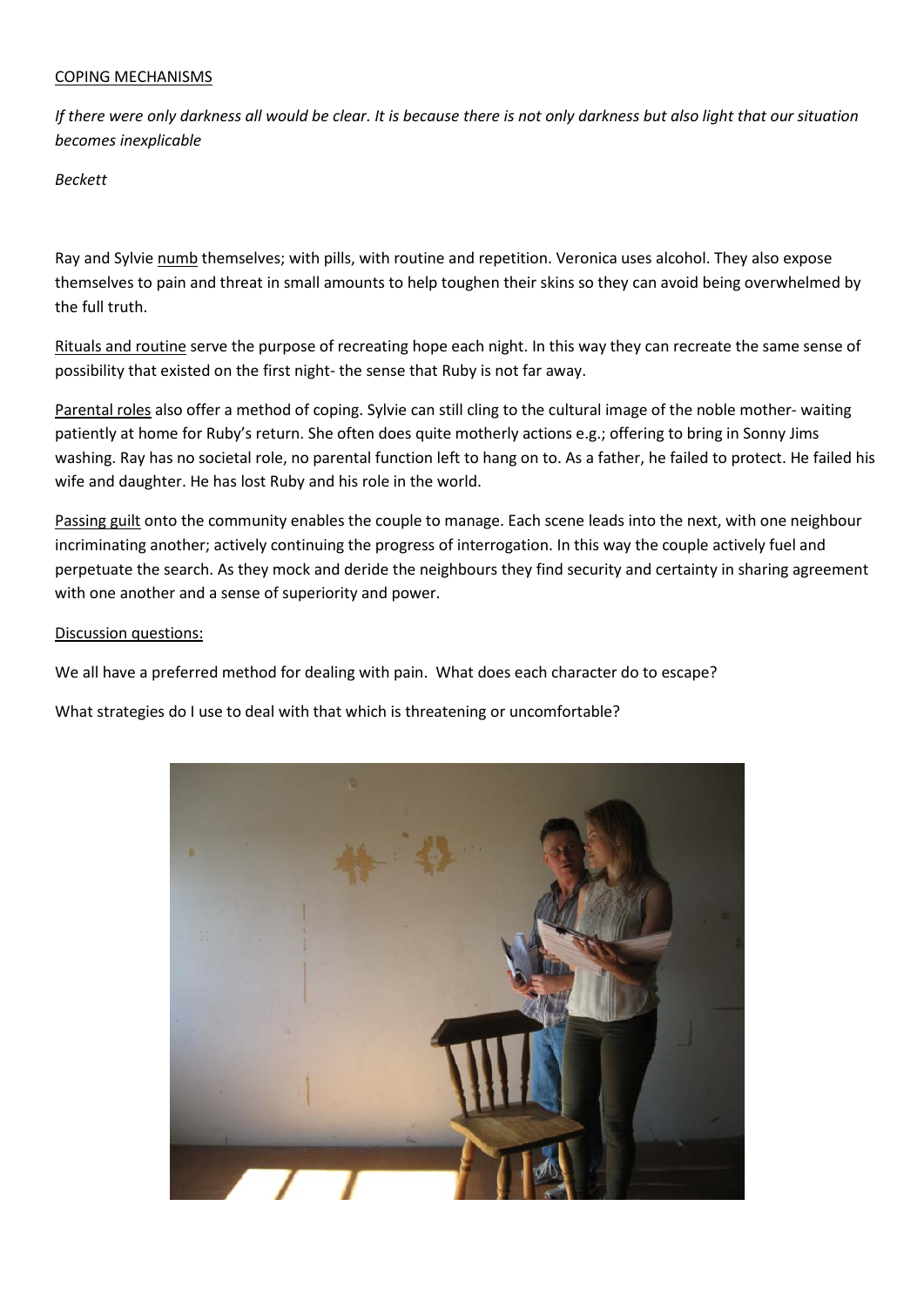## COPING MECHANISMS

*If there were only darkness all would be clear. It is because there is not only darkness but also light that our situation becomes inexplicable*

*Beckett*

Ray and Sylvie numb themselves; with pills, with routine and repetition. Veronica uses alcohol. They also expose themselves to pain and threat in small amounts to help toughen their skins so they can avoid being overwhelmed by the full truth.

Rituals and routine serve the purpose of recreating hope each night. In this way they can recreate the same sense of possibility that existed on the first night- the sense that Ruby is not far away.

Parental roles also offer a method of coping. Sylvie can still cling to the cultural image of the noble mother- waiting patiently at home for Ruby's return. She often does quite motherly actions e.g.; offering to bring in Sonny Jims washing. Ray has no societal role, no parental function left to hang on to. As a father, he failed to protect. He failed his wife and daughter. He has lost Ruby and his role in the world.

Passing guilt onto the community enables the couple to manage. Each scene leads into the next, with one neighbour incriminating another; actively continuing the progress of interrogation. In this way the couple actively fuel and perpetuate the search. As they mock and deride the neighbours they find security and certainty in sharing agreement with one another and a sense of superiority and power.

Discussion questions:

We all have a preferred method for dealing with pain. What does each character do to escape?

What strategies do I use to deal with that which is threatening or uncomfortable?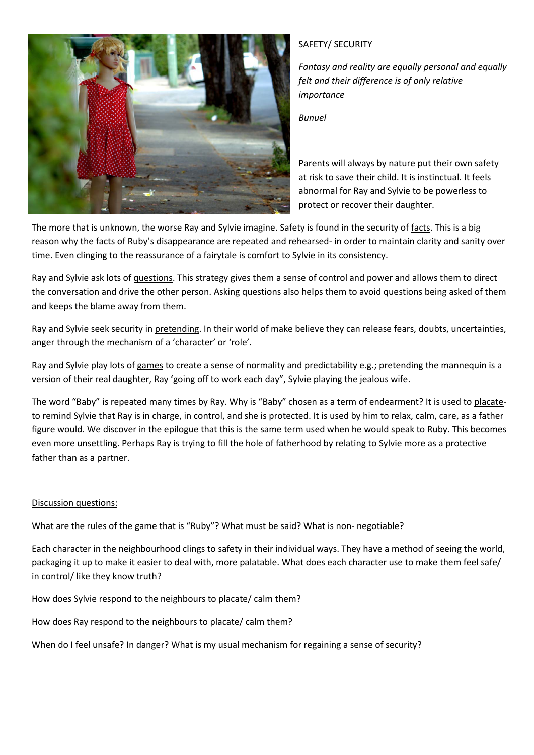## SAFETY/ SECURITY

*Fantasy and reality are equally personal and equally felt and their difference is of only relative importance*

*Bunuel*

Parents will always by nature put their own safety at risk to save their child. It is instinctual. It feels abnormal for Ray and Sylvie to be powerless to protect or recover their daughter.

The more that is unknown, the worse Ray and Sylvie imagine. Safety is found in the security of facts. This is a big reason why the facts of Ruby's disappearance are repeated and rehearsed- in order to maintain clarity and sanity over time. Even clinging to the reassurance of a fairytale is comfort to Sylvie in its consistency.

Ray and Sylvie ask lots of questions. This strategy gives them a sense of control and power and allows them to direct the conversation and drive the other person. Asking questions also helps them to avoid questions being asked of them and keeps the blame away from them.

Ray and Sylvie seek security in pretending. In their world of make believe they can release fears, doubts, uncertainties, anger through the mechanism of a 'character' or 'role'.

Ray and Sylvie play lots of games to create a sense of normality and predictability e.g.; pretending the mannequin is a version of their real daughter, Ray 'going off to work each day", Sylvie playing the jealous wife.

The word "Baby" is repeated many times by Ray. Why is "Baby" chosen as a term of endearment? It is used to placate- to remind Sylvie that Ray is in charge, in control, and she is protected. It is used by him to relax, calm, care, as a father figure would. We discover in the epilogue that this is the same term used when he would speak to Ruby. This becomes even more unsettling. Perhaps Ray is trying to fill the hole of fatherhood by relating to Sylvie more as a protective father than as a partner.

### Discussion questions:

What are the rules of the game that is "Ruby"? What must be said? What is non- negotiable?

Each character in the neighbourhood clings to safety in their individual ways. They have a method of seeing the world, packaging it up to make it easier to deal with, more palatable. What does each character use to make them feel safe/ in control/ like they know truth?

How does Sylvie respond to the neighbours to placate/ calm them?

How does Ray respond to the neighbours to placate/ calm them?

When do I feel unsafe? In danger? What is my usual mechanism for regaining a sense of security?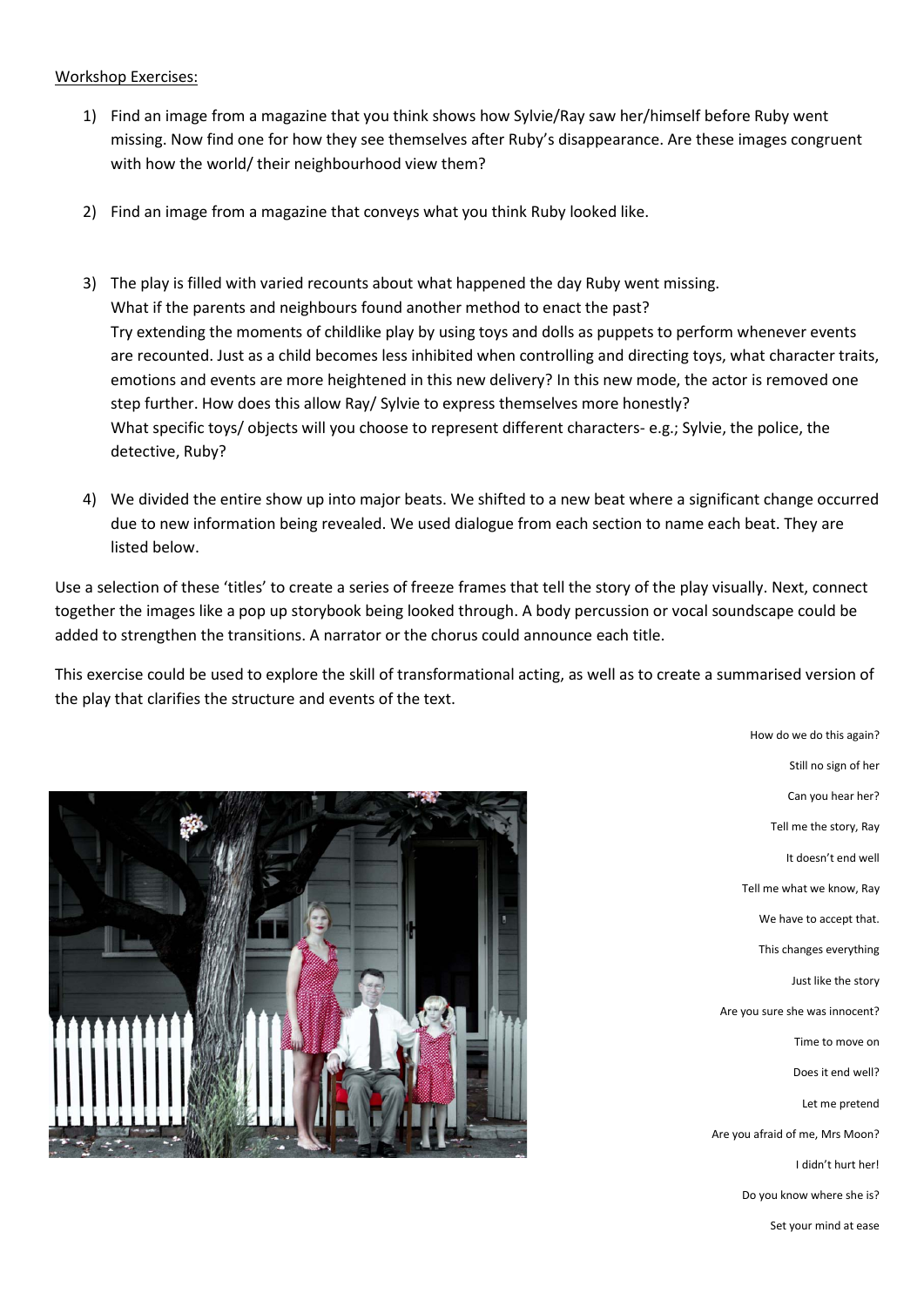Workshop Exercises:

1) Find an image from a magazine that you think shows how Sylvie/Ray saw her/himself before Ruby went missing. Now find one for how they see themselves after Ruby's disappearance. Are these images congruent with how the world/ their neighbourhood view them?

2) Find an image from a magazine that conveys what you think Ruby looked like.

3) The play is filled with varied recounts about what happened the day Ruby went missing. What if the parents and neighbours found another method to enact the past? Try extending the moments of childlike play by using toys and dolls as puppets to perform whenever events are recounted. Just as a child becomes less inhibited when controlling and directing toys, what character traits, emotions and events are more heightened in this new delivery? In this new mode, the actor is removed one step further. How does this allow Ray/ Sylvie to express themselves more honestly? What specific toys/ objects will you choose to represent different characters- e.g.; Sylvie, the police, the detective, Ruby?

4) We divided the entire show up into major beats. We shifted to a new beat where a significant change occurred due to new information being revealed. We used dialogue from each section to name each beat. They are listed below.

Use a selection of these 'titles' to create a series of freeze frames that tell the story of the play visually. Next, connect together the images like a pop up storybook being looked through. A body percussion or vocal soundscape could be added to strengthen the transitions. A narrator or the chorus could announce each title.

This exercise could be used to explore the skill of transformational acting, as well as to create a summarised version of the play that clarifies the structure and events of the text.

How do we do this again?

Still no sign of her

Can you hear her?

Tell me the story, Ray

It doesn't end well

Tell me what we know, Ray

We have to accept that.

This changes everything

Just like the story

Are you sure she was innocent?

Time to move on

Does it end well?

Let me pretend

Are you afraid of me, Mrs Moon?

I didn't hurt her!

Do you know where she is?

Set your mind at ease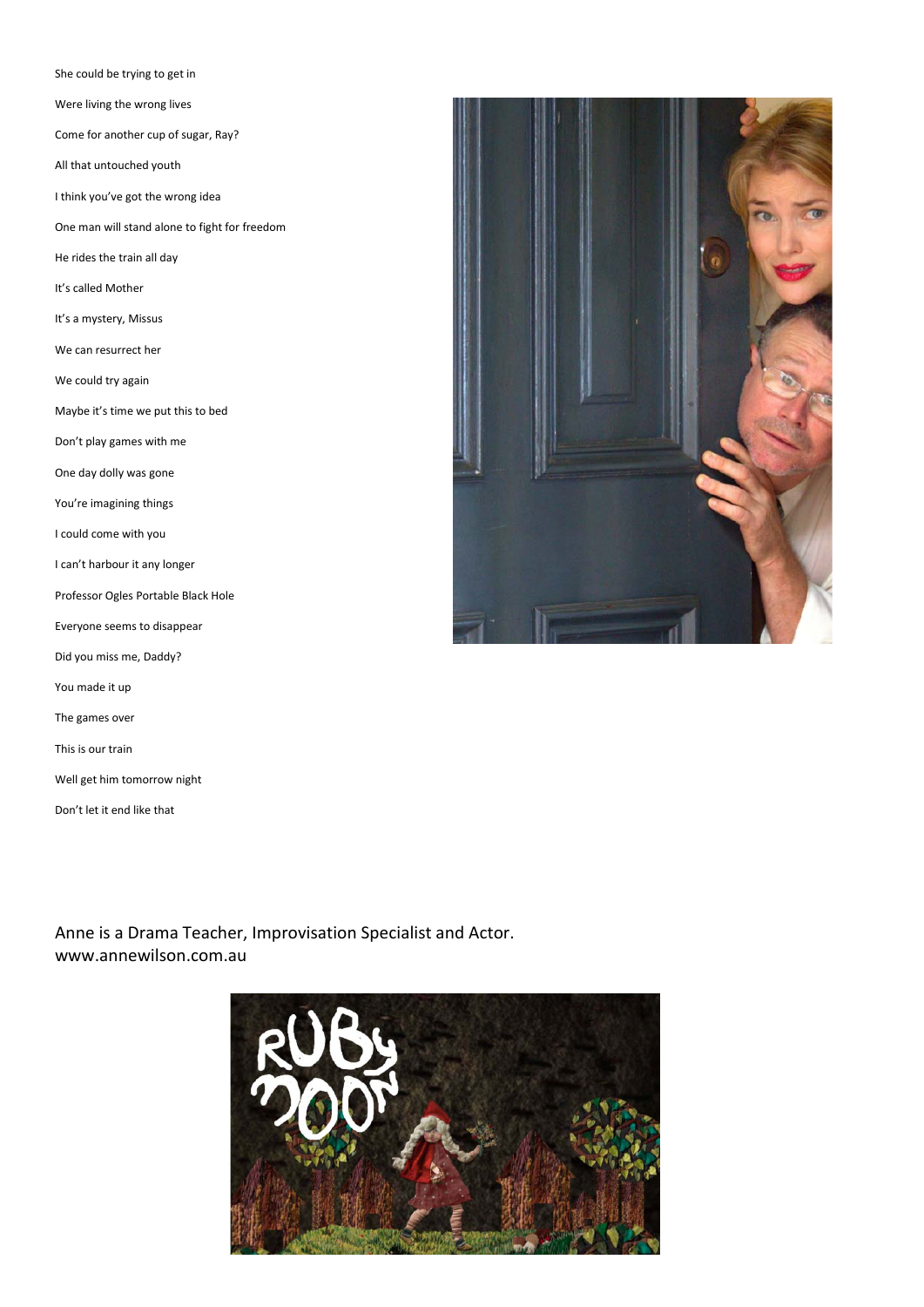She could be trying to get in

Were living the wrong lives

Come for another cup of sugar, Ray?

All that untouched youth

I think you've got the wrong idea

One man will stand alone to fight for freedom

He rides the train all day

It's called Mother

It's a mystery, Missus

We can resurrect her

We could try again

Maybe it's time we put this to bed

Don't play games with me

One day dolly was gone

You're imagining things

I could come with you

I can't harbour it any longer

Professor Ogles Portable Black Hole

Everyone seems to disappear

Did you miss me, Daddy?

You made it up

The games over

This is our train

Well get him tomorrow night

Don't let it end like that

Anne is a Drama Teacher, Improvisation Specialist and Actor.
www.annewilson.com.au